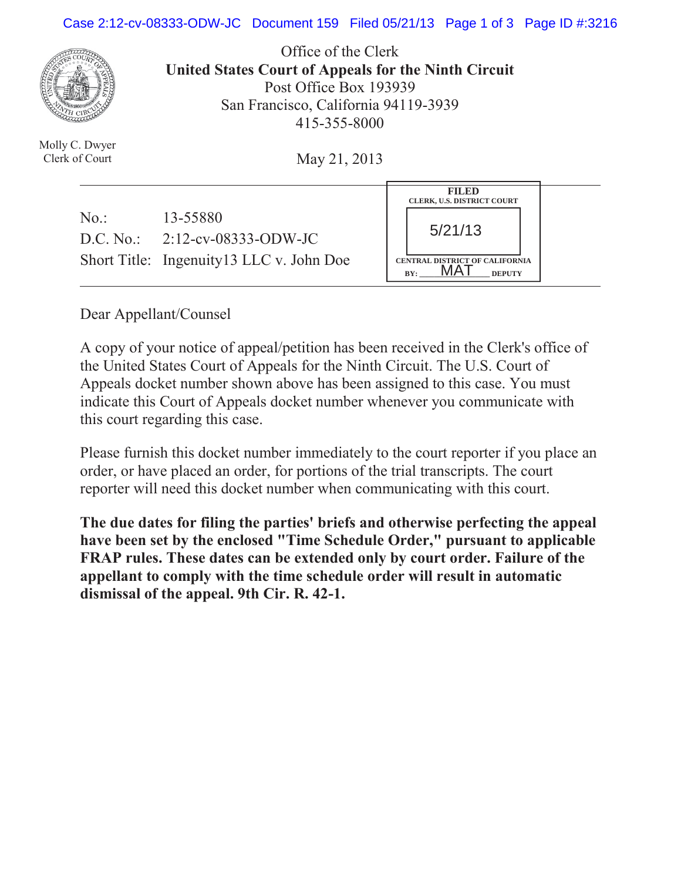Office of the Clerk
**United States Court of Appeals for the Ninth Circuit**
Post Office Box 193939
San Francisco, California 94119-3939
415-355-8000

Molly C. Dwyer
Clerk of Court

May 21, 2013

| | |
|---|---|
| No.: | 13-55880 |
| D.C. No.: | 2:12-cv-08333-ODW-JC |
| Short Title: | Ingenuity13 LLC v. John Doe |

FILED
CLERK, U.S. DISTRICT COURT
5/21/13
CENTRAL DISTRICT OF CALIFORNIA
BY: MAT DEPUTY

Dear Appellant/Counsel

A copy of your notice of appeal/petition has been received in the Clerk's office of the United States Court of Appeals for the Ninth Circuit. The U.S. Court of Appeals docket number shown above has been assigned to this case. You must indicate this Court of Appeals docket number whenever you communicate with this court regarding this case.

Please furnish this docket number immediately to the court reporter if you place an order, or have placed an order, for portions of the trial transcripts. The court reporter will need this docket number when communicating with this court.

**The due dates for filing the parties' briefs and otherwise perfecting the appeal have been set by the enclosed "Time Schedule Order," pursuant to applicable FRAP rules. These dates can be extended only by court order. Failure of the appellant to comply with the time schedule order will result in automatic dismissal of the appeal. 9th Cir. R. 42-1.**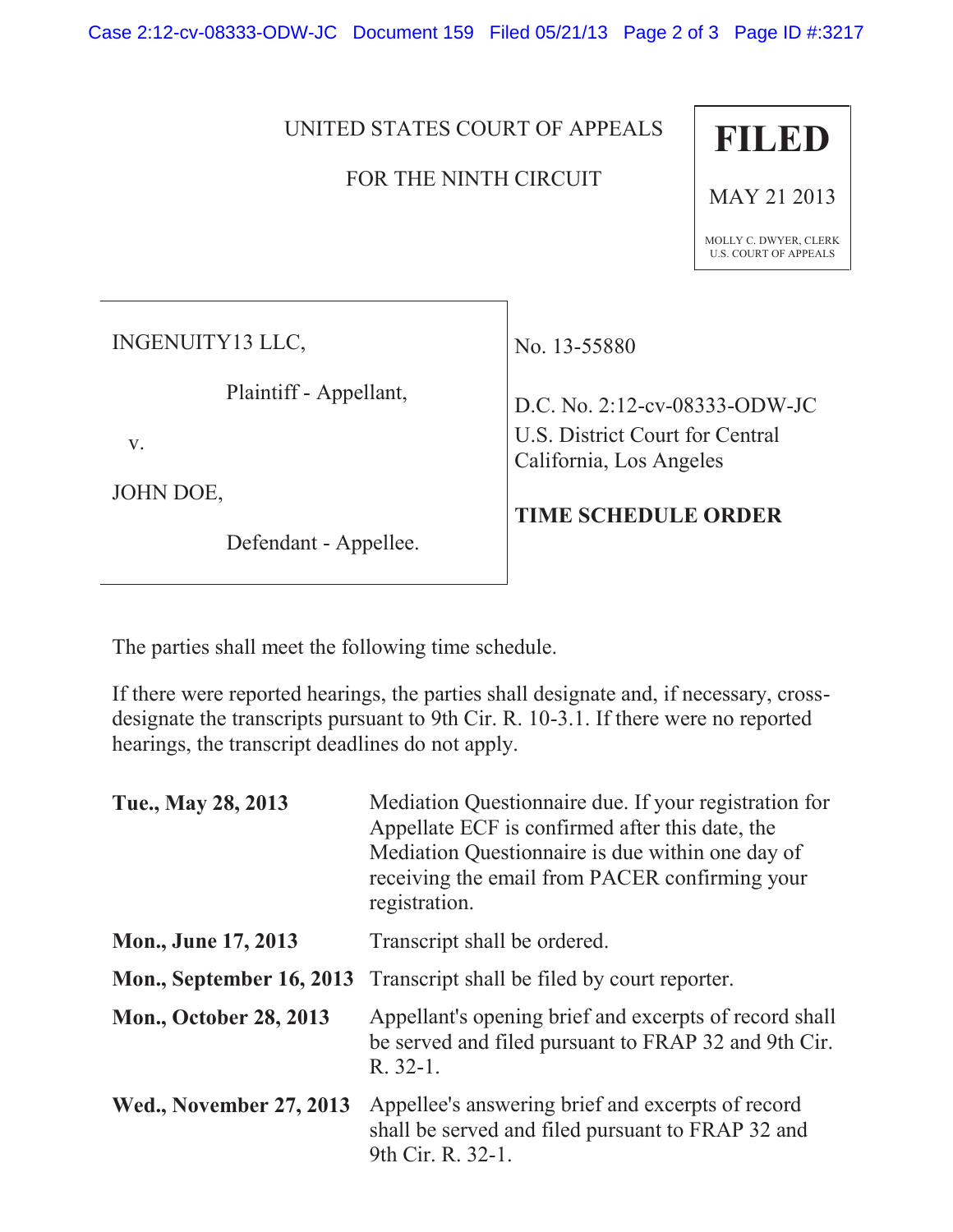UNITED STATES COURT OF APPEALS

FOR THE NINTH CIRCUIT

**FILED**

MAY 21 2013

MOLLY C. DWYER, CLERK
U.S. COURT OF APPEALS

| | |
|---|---|
| INGENUITY13 LLC,<br><br>Plaintiff - Appellant,<br><br>v.<br><br>JOHN DOE,<br><br>Defendant - Appellee. | No. 13-55880<br><br>D.C. No. 2:12-cv-08333-ODW-JC<br>U.S. District Court for Central California, Los Angeles<br><br>**TIME SCHEDULE ORDER** |

The parties shall meet the following time schedule.

If there were reported hearings, the parties shall designate and, if necessary, cross-designate the transcripts pursuant to 9th Cir. R. 10-3.1. If there were no reported hearings, the transcript deadlines do not apply.

| | |
|---|---|
| **Tue., May 28, 2013** | Mediation Questionnaire due. If your registration for Appellate ECF is confirmed after this date, the Mediation Questionnaire is due within one day of receiving the email from PACER confirming your registration. |
| **Mon., June 17, 2013** | Transcript shall be ordered. |
| **Mon., September 16, 2013** | Transcript shall be filed by court reporter. |
| **Mon., October 28, 2013** | Appellant's opening brief and excerpts of record shall be served and filed pursuant to FRAP 32 and 9th Cir. R. 32-1. |
| **Wed., November 27, 2013** | Appellee's answering brief and excerpts of record shall be served and filed pursuant to FRAP 32 and 9th Cir. R. 32-1. |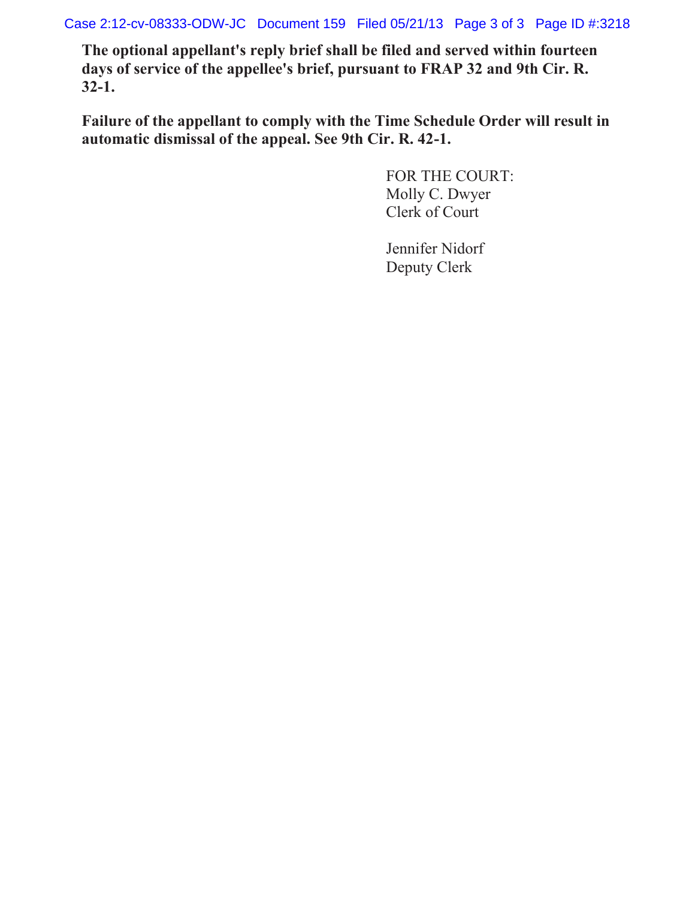**The optional appellant's reply brief shall be filed and served within fourteen days of service of the appellee's brief, pursuant to FRAP 32 and 9th Cir. R. 32-1.**

**Failure of the appellant to comply with the Time Schedule Order will result in automatic dismissal of the appeal. See 9th Cir. R. 42-1.**

FOR THE COURT:
Molly C. Dwyer
Clerk of Court

Jennifer Nidorf
Deputy Clerk